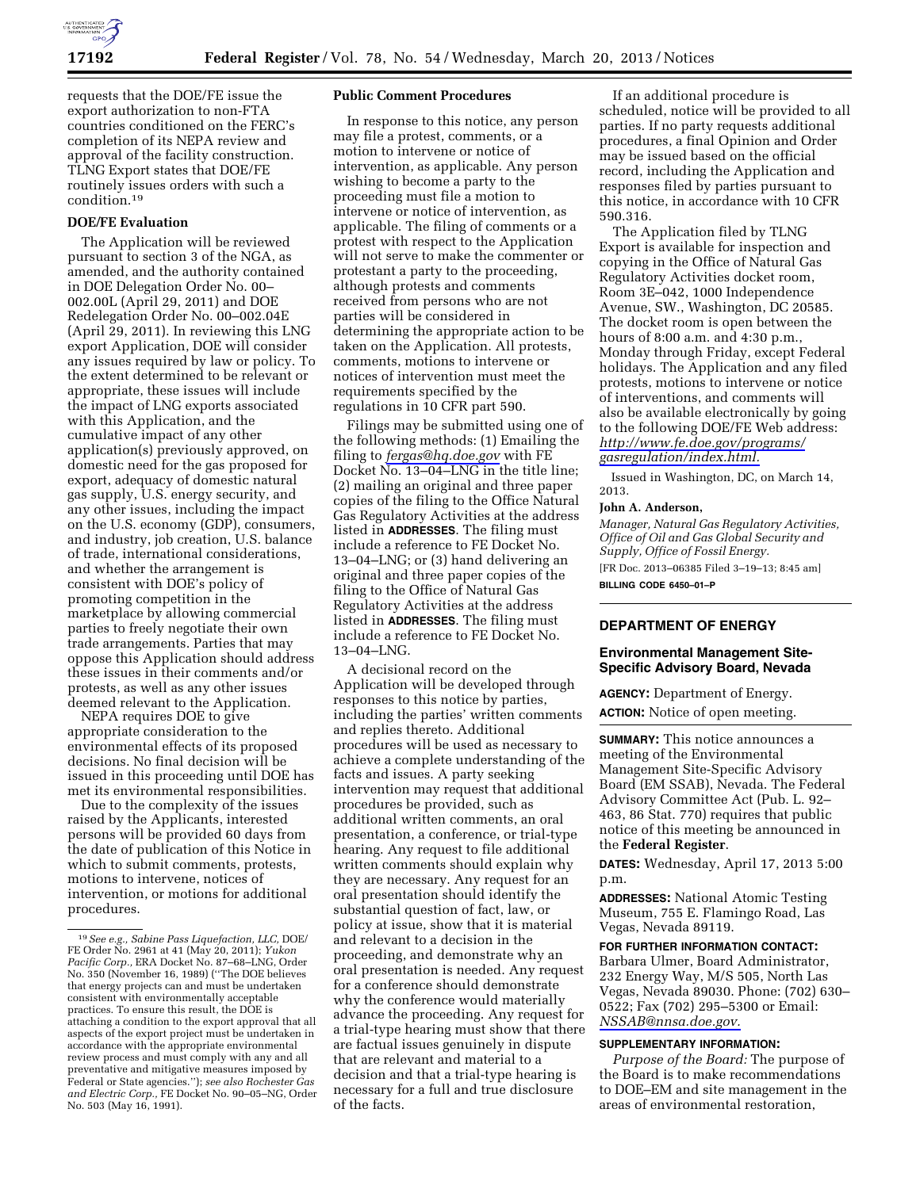requests that the DOE/FE issue the export authorization to non-FTA countries conditioned on the FERC's completion of its NEPA review and approval of the facility construction. TLNG Export states that DOE/FE routinely issues orders with such a condition.[19]

## DOE/FE Evaluation

The Application will be reviewed pursuant to section 3 of the NGA, as amended, and the authority contained in DOE Delegation Order No. 00–002.00L (April 29, 2011) and DOE Redelegation Order No. 00–002.04E (April 29, 2011). In reviewing this LNG export Application, DOE will consider any issues required by law or policy. To the extent determined to be relevant or appropriate, these issues will include the impact of LNG exports associated with this Application, and the cumulative impact of any other application(s) previously approved, on domestic need for the gas proposed for export, adequacy of domestic natural gas supply, U.S. energy security, and any other issues, including the impact on the U.S. economy (GDP), consumers, and industry, job creation, U.S. balance of trade, international considerations, and whether the arrangement is consistent with DOE's policy of promoting competition in the marketplace by allowing commercial parties to freely negotiate their own trade arrangements. Parties that may oppose this Application should address these issues in their comments and/or protests, as well as any other issues deemed relevant to the Application.

NEPA requires DOE to give appropriate consideration to the environmental effects of its proposed decisions. No final decision will be issued in this proceeding until DOE has met its environmental responsibilities.

Due to the complexity of the issues raised by the Applicants, interested persons will be provided 60 days from the date of publication of this Notice in which to submit comments, protests, motions to intervene, notices of intervention, or motions for additional procedures.

[19] *See e.g., Sabine Pass Liquefaction, LLC,* DOE/FE Order No. 2961 at 41 (May 20, 2011); *Yukon Pacific Corp.,* ERA Docket No. 87–68–LNG, Order No. 350 (November 16, 1989) (''The DOE believes that energy projects can and must be undertaken consistent with environmentally acceptable practices. To ensure this result, the DOE is attaching a condition to the export approval that all aspects of the export project must be undertaken in accordance with the appropriate environmental review process and must comply with any and all preventative and mitigative measures imposed by Federal or State agencies.''); *see also Rochester Gas and Electric Corp.,* FE Docket No. 90–05–NG, Order No. 503 (May 16, 1991).

## Public Comment Procedures

In response to this notice, any person may file a protest, comments, or a motion to intervene or notice of intervention, as applicable. Any person wishing to become a party to the proceeding must file a motion to intervene or notice of intervention, as applicable. The filing of comments or a protest with respect to the Application will not serve to make the commenter or protestant a party to the proceeding, although protests and comments received from persons who are not parties will be considered in determining the appropriate action to be taken on the Application. All protests, comments, motions to intervene or notices of intervention must meet the requirements specified by the regulations in 10 CFR part 590.

Filings may be submitted using one of the following methods: (1) Emailing the filing to *fergas@hq.doe.gov* with FE Docket No. 13–04–LNG in the title line; (2) mailing an original and three paper copies of the filing to the Office Natural Gas Regulatory Activities at the address listed in **ADDRESSES**. The filing must include a reference to FE Docket No. 13–04–LNG; or (3) hand delivering an original and three paper copies of the filing to the Office of Natural Gas Regulatory Activities at the address listed in **ADDRESSES**. The filing must include a reference to FE Docket No. 13–04–LNG.

A decisional record on the Application will be developed through responses to this notice by parties, including the parties' written comments and replies thereto. Additional procedures will be used as necessary to achieve a complete understanding of the facts and issues. A party seeking intervention may request that additional procedures be provided, such as additional written comments, an oral presentation, a conference, or trial-type hearing. Any request to file additional written comments should explain why they are necessary. Any request for an oral presentation should identify the substantial question of fact, law, or policy at issue, show that it is material and relevant to a decision in the proceeding, and demonstrate why an oral presentation is needed. Any request for a conference should demonstrate why the conference would materially advance the proceeding. Any request for a trial-type hearing must show that there are factual issues genuinely in dispute that are relevant and material to a decision and that a trial-type hearing is necessary for a full and true disclosure of the facts.

If an additional procedure is scheduled, notice will be provided to all parties. If no party requests additional procedures, a final Opinion and Order may be issued based on the official record, including the Application and responses filed by parties pursuant to this notice, in accordance with 10 CFR 590.316.

The Application filed by TLNG Export is available for inspection and copying in the Office of Natural Gas Regulatory Activities docket room, Room 3E–042, 1000 Independence Avenue, SW., Washington, DC 20585. The docket room is open between the hours of 8:00 a.m. and 4:30 p.m., Monday through Friday, except Federal holidays. The Application and any filed protests, motions to intervene or notice of interventions, and comments will also be available electronically by going to the following DOE/FE Web address: *http://www.fe.doe.gov/programs/gasregulation/index.html.*

Issued in Washington, DC, on March 14, 2013.

**John A. Anderson,**

*Manager, Natural Gas Regulatory Activities, Office of Oil and Gas Global Security and Supply, Office of Fossil Energy.*

[FR Doc. 2013–06385 Filed 3–19–13; 8:45 am]

**BILLING CODE 6450–01–P**

---

# DEPARTMENT OF ENERGY

## Environmental Management Site-Specific Advisory Board, Nevada

**AGENCY:** Department of Energy.

**ACTION:** Notice of open meeting.

**SUMMARY:** This notice announces a meeting of the Environmental Management Site-Specific Advisory Board (EM SSAB), Nevada. The Federal Advisory Committee Act (Pub. L. 92–463, 86 Stat. 770) requires that public notice of this meeting be announced in the **Federal Register**.

**DATES:** Wednesday, April 17, 2013 5:00 p.m.

**ADDRESSES:** National Atomic Testing Museum, 755 E. Flamingo Road, Las Vegas, Nevada 89119.

**FOR FURTHER INFORMATION CONTACT:** Barbara Ulmer, Board Administrator, 232 Energy Way, M/S 505, North Las Vegas, Nevada 89030. Phone: (702) 630–0522; Fax (702) 295–5300 or Email: *NSSAB@nnsa.doe.gov.*

**SUPPLEMENTARY INFORMATION:**

*Purpose of the Board:* The purpose of the Board is to make recommendations to DOE–EM and site management in the areas of environmental restoration,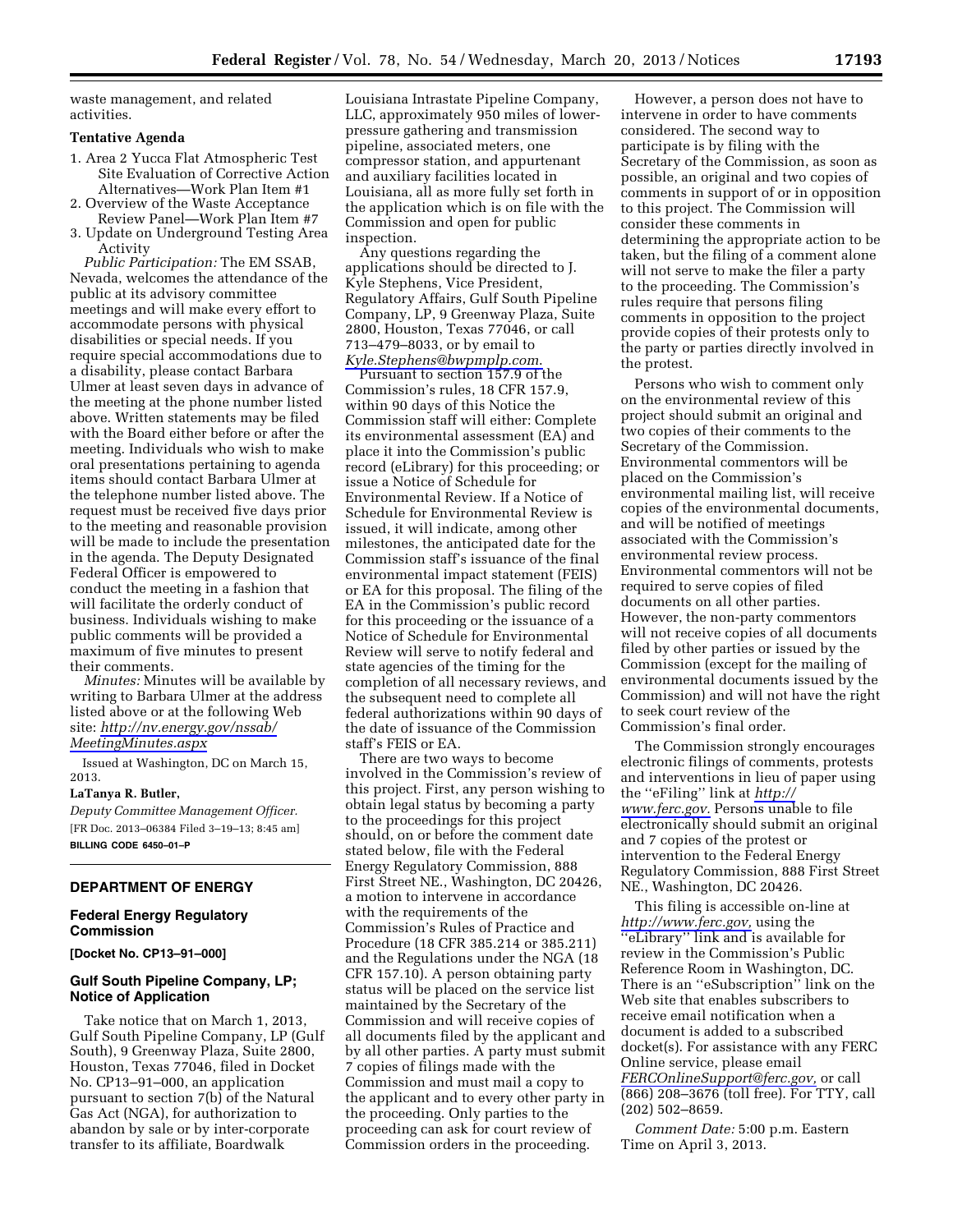waste management, and related activities.

**Tentative Agenda**

1. Area 2 Yucca Flat Atmospheric Test Site Evaluation of Corrective Action Alternatives—Work Plan Item #1
2. Overview of the Waste Acceptance Review Panel—Work Plan Item #7
3. Update on Underground Testing Area Activity

*Public Participation:* The EM SSAB, Nevada, welcomes the attendance of the public at its advisory committee meetings and will make every effort to accommodate persons with physical disabilities or special needs. If you require special accommodations due to a disability, please contact Barbara Ulmer at least seven days in advance of the meeting at the phone number listed above. Written statements may be filed with the Board either before or after the meeting. Individuals who wish to make oral presentations pertaining to agenda items should contact Barbara Ulmer at the telephone number listed above. The request must be received five days prior to the meeting and reasonable provision will be made to include the presentation in the agenda. The Deputy Designated Federal Officer is empowered to conduct the meeting in a fashion that will facilitate the orderly conduct of business. Individuals wishing to make public comments will be provided a maximum of five minutes to present their comments.

*Minutes:* Minutes will be available by writing to Barbara Ulmer at the address listed above or at the following Web site: *http://nv.energy.gov/nssab/MeetingMinutes.aspx*

Issued at Washington, DC on March 15, 2013.

**LaTanya R. Butler,**

*Deputy Committee Management Officer.*

[FR Doc. 2013–06384 Filed 3–19–13; 8:45 am]

**BILLING CODE 6450–01–P**

## DEPARTMENT OF ENERGY

### Federal Energy Regulatory Commission

**[Docket No. CP13–91–000]**

### Gulf South Pipeline Company, LP; Notice of Application

Take notice that on March 1, 2013, Gulf South Pipeline Company, LP (Gulf South), 9 Greenway Plaza, Suite 2800, Houston, Texas 77046, filed in Docket No. CP13–91–000, an application pursuant to section 7(b) of the Natural Gas Act (NGA), for authorization to abandon by sale or by inter-corporate transfer to its affiliate, Boardwalk Louisiana Intrastate Pipeline Company, LLC, approximately 950 miles of lower-pressure gathering and transmission pipeline, associated meters, one compressor station, and appurtenant and auxiliary facilities located in Louisiana, all as more fully set forth in the application which is on file with the Commission and open for public inspection.

Any questions regarding the applications should be directed to J. Kyle Stephens, Vice President, Regulatory Affairs, Gulf South Pipeline Company, LP, 9 Greenway Plaza, Suite 2800, Houston, Texas 77046, or call 713–479–8033, or by email to *Kyle.Stephens@bwpmlp.com.*

Pursuant to section 157.9 of the Commission's rules, 18 CFR 157.9, within 90 days of this Notice the Commission staff will either: Complete its environmental assessment (EA) and place it into the Commission's public record (eLibrary) for this proceeding; or issue a Notice of Schedule for Environmental Review. If a Notice of Schedule for Environmental Review is issued, it will indicate, among other milestones, the anticipated date for the Commission staff's issuance of the final environmental impact statement (FEIS) or EA for this proposal. The filing of the EA in the Commission's public record for this proceeding or the issuance of a Notice of Schedule for Environmental Review will serve to notify federal and state agencies of the timing for the completion of all necessary reviews, and the subsequent need to complete all federal authorizations within 90 days of the date of issuance of the Commission staff's FEIS or EA.

There are two ways to become involved in the Commission's review of this project. First, any person wishing to obtain legal status by becoming a party to the proceedings for this project should, on or before the comment date stated below, file with the Federal Energy Regulatory Commission, 888 First Street NE., Washington, DC 20426, a motion to intervene in accordance with the requirements of the Commission's Rules of Practice and Procedure (18 CFR 385.214 or 385.211) and the Regulations under the NGA (18 CFR 157.10). A person obtaining party status will be placed on the service list maintained by the Secretary of the Commission and will receive copies of all documents filed by the applicant and by all other parties. A party must submit 7 copies of filings made with the Commission and must mail a copy to the applicant and to every other party in the proceeding. Only parties to the proceeding can ask for court review of Commission orders in the proceeding.

However, a person does not have to intervene in order to have comments considered. The second way to participate is by filing with the Secretary of the Commission, as soon as possible, an original and two copies of comments in support of or in opposition to this project. The Commission will consider these comments in determining the appropriate action to be taken, but the filing of a comment alone will not serve to make the filer a party to the proceeding. The Commission's rules require that persons filing comments in opposition to the project provide copies of their protests only to the party or parties directly involved in the protest.

Persons who wish to comment only on the environmental review of this project should submit an original and two copies of their comments to the Secretary of the Commission. Environmental commentors will be placed on the Commission's environmental mailing list, will receive copies of the environmental documents, and will be notified of meetings associated with the Commission's environmental review process. Environmental commentors will not be required to serve copies of filed documents on all other parties. However, the non-party commentors will not receive copies of all documents filed by other parties or issued by the Commission (except for the mailing of environmental documents issued by the Commission) and will not have the right to seek court review of the Commission's final order.

The Commission strongly encourages electronic filings of comments, protests and interventions in lieu of paper using the "eFiling" link at *http://www.ferc.gov.* Persons unable to file electronically should submit an original and 7 copies of the protest or intervention to the Federal Energy Regulatory Commission, 888 First Street NE., Washington, DC 20426.

This filing is accessible on-line at *http://www.ferc.gov,* using the "eLibrary" link and is available for review in the Commission's Public Reference Room in Washington, DC. There is an "eSubscription" link on the Web site that enables subscribers to receive email notification when a document is added to a subscribed docket(s). For assistance with any FERC Online service, please email *FERCOnlineSupport@ferc.gov,* or call (866) 208–3676 (toll free). For TTY, call (202) 502–8659.

*Comment Date:* 5:00 p.m. Eastern Time on April 3, 2013.